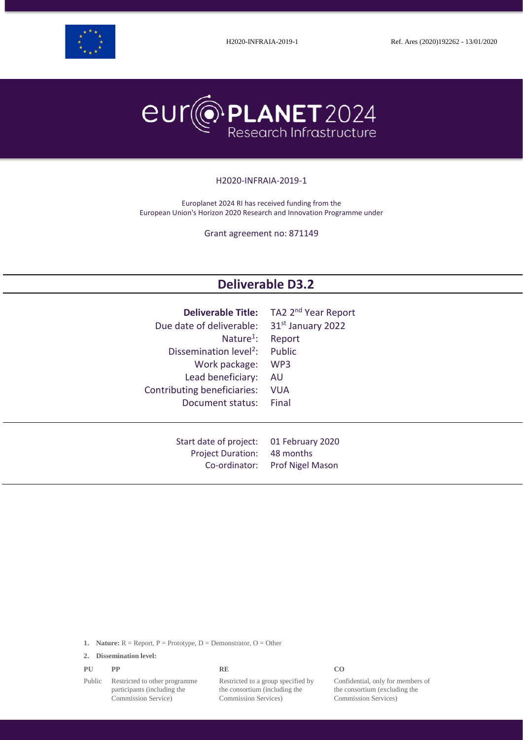H2020-INFRAIA-2019-1 Ref. Ares (2020)192262 - 13/01/2020

europlanet 2024 Research Infrastructure

H2020-INFRAIA-2019-1

Europlanet 2024 RI has received funding from the European Union's Horizon 2020 Research and Innovation Programme under

Grant agreement no: 871149

# Deliverable D3.2

| | |
|---|---|
| **Deliverable Title:** | TA2 2nd Year Report |
| Due date of deliverable: | 31st January 2022 |
| Nature[1]: | Report |
| Dissemination level[2]: | Public |
| Work package: | WP3 |
| Lead beneficiary: | AU |
| Contributing beneficiaries: | VUA |
| Document status: | Final |

| | |
|---|---|
| Start date of project: | 01 February 2020 |
| Project Duration: | 48 months |
| Co-ordinator: | Prof Nigel Mason |

1. **Nature:** R = Report, P = Prototype, D = Demonstrator, O = Other

2. **Dissemination level:**

| PU | PP | RE | CO |
|---|---|---|---|
| Public | Restricted to other programme participants (including the Commission Service) | Restricted to a group specified by the consortium (including the Commission Services) | Confidential, only for members of the consortium (excluding the Commission Services) |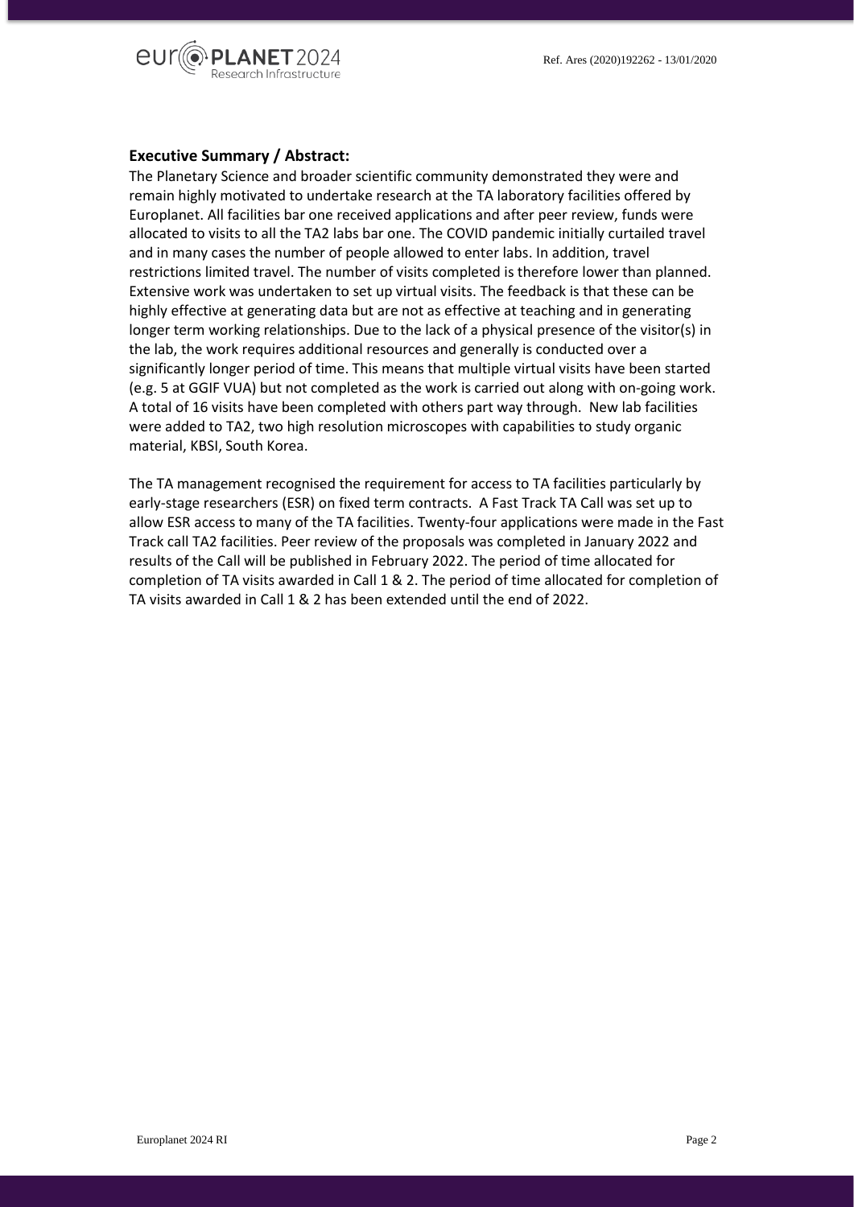**Executive Summary / Abstract:**

The Planetary Science and broader scientific community demonstrated they were and remain highly motivated to undertake research at the TA laboratory facilities offered by Europlanet. All facilities bar one received applications and after peer review, funds were allocated to visits to all the TA2 labs bar one. The COVID pandemic initially curtailed travel and in many cases the number of people allowed to enter labs. In addition, travel restrictions limited travel. The number of visits completed is therefore lower than planned. Extensive work was undertaken to set up virtual visits. The feedback is that these can be highly effective at generating data but are not as effective at teaching and in generating longer term working relationships. Due to the lack of a physical presence of the visitor(s) in the lab, the work requires additional resources and generally is conducted over a significantly longer period of time. This means that multiple virtual visits have been started (e.g. 5 at GGIF VUA) but not completed as the work is carried out along with on-going work. A total of 16 visits have been completed with others part way through. New lab facilities were added to TA2, two high resolution microscopes with capabilities to study organic material, KBSI, South Korea.

The TA management recognised the requirement for access to TA facilities particularly by early-stage researchers (ESR) on fixed term contracts. A Fast Track TA Call was set up to allow ESR access to many of the TA facilities. Twenty-four applications were made in the Fast Track call TA2 facilities. Peer review of the proposals was completed in January 2022 and results of the Call will be published in February 2022. The period of time allocated for completion of TA visits awarded in Call 1 & 2. The period of time allocated for completion of TA visits awarded in Call 1 & 2 has been extended until the end of 2022.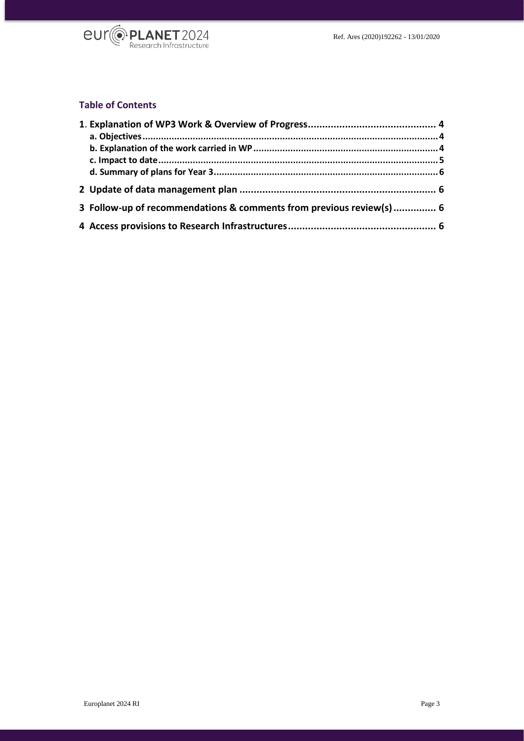## Table of Contents

**1. Explanation of WP3 Work & Overview of Progress** ............................................ 4

- **a. Objectives** ............................................................................................................ 4
- **b. Explanation of the work carried in WP** .................................................................... 4
- **c. Impact to date** ....................................................................................................... 5
- **d. Summary of plans for Year 3** .................................................................................. 6

**2 Update of data management plan** ..................................................................... 6

**3 Follow-up of recommendations & comments from previous review(s)** ............... 6

**4 Access provisions to Research Infrastructures** .................................................... 6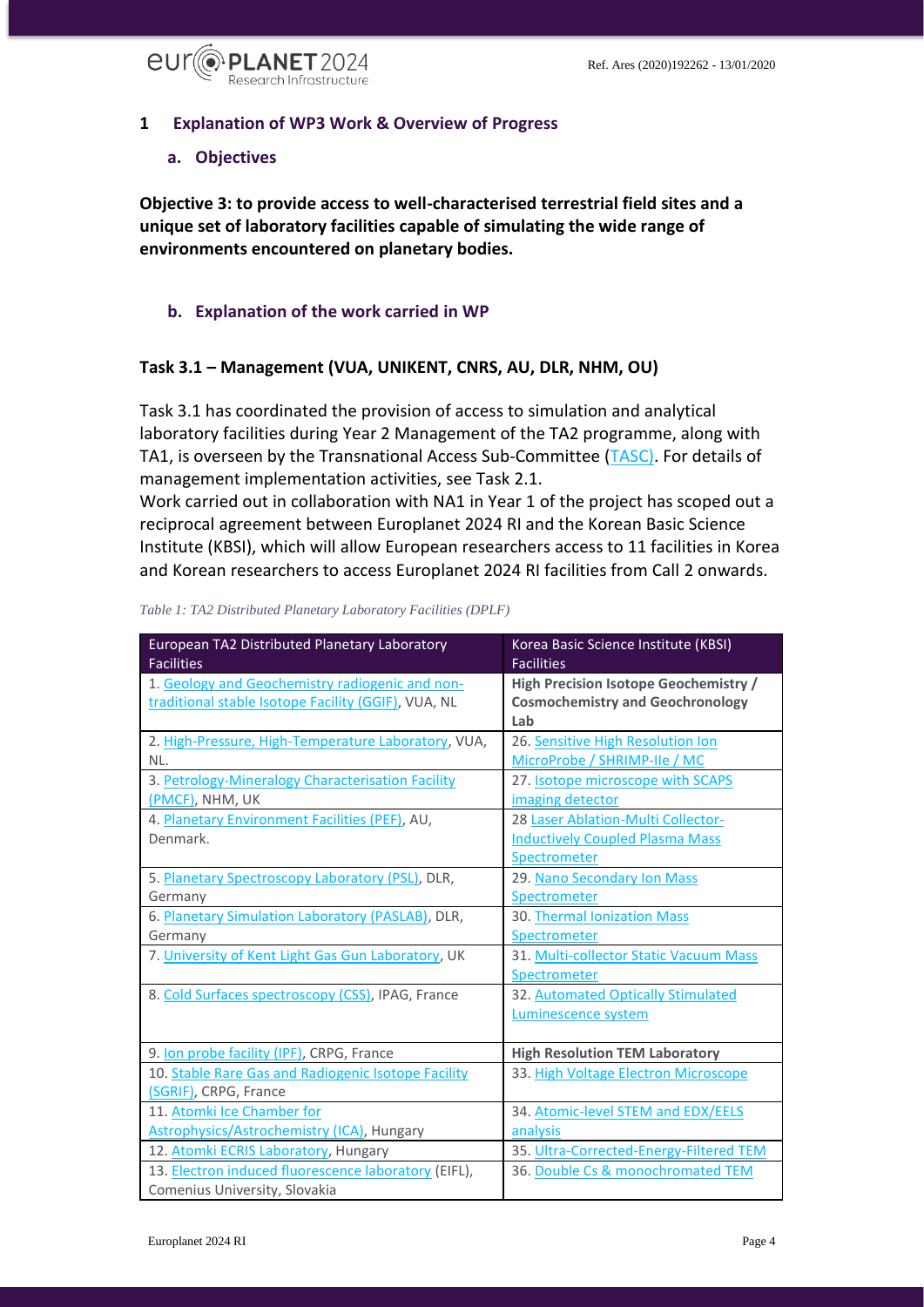## 1 Explanation of WP3 Work & Overview of Progress

### a. Objectives

**Objective 3: to provide access to well-characterised terrestrial field sites and a unique set of laboratory facilities capable of simulating the wide range of environments encountered on planetary bodies.**

### b. Explanation of the work carried in WP

#### Task 3.1 – Management (VUA, UNIKENT, CNRS, AU, DLR, NHM, OU)

Task 3.1 has coordinated the provision of access to simulation and analytical laboratory facilities during Year 2 Management of the TA2 programme, along with TA1, is overseen by the Transnational Access Sub-Committee (TASC). For details of management implementation activities, see Task 2.1.

Work carried out in collaboration with NA1 in Year 1 of the project has scoped out a reciprocal agreement between Europlanet 2024 RI and the Korean Basic Science Institute (KBSI), which will allow European researchers access to 11 facilities in Korea and Korean researchers to access Europlanet 2024 RI facilities from Call 2 onwards.

*Table 1: TA2 Distributed Planetary Laboratory Facilities (DPLF)*

| European TA2 Distributed Planetary Laboratory Facilities | Korea Basic Science Institute (KBSI) Facilities |
|---|---|
| 1. Geology and Geochemistry radiogenic and non-traditional stable Isotope Facility (GGIF), VUA, NL | **High Precision Isotope Geochemistry / Cosmochemistry and Geochronology Lab** |
| 2. High-Pressure, High-Temperature Laboratory, VUA, NL. | 26. Sensitive High Resolution Ion MicroProbe / SHRIMP-IIe / MC |
| 3. Petrology-Mineralogy Characterisation Facility (PMCF), NHM, UK | 27. Isotope microscope with SCAPS imaging detector |
| 4. Planetary Environment Facilities (PEF), AU, Denmark. | 28 Laser Ablation-Multi Collector-Inductively Coupled Plasma Mass Spectrometer |
| 5. Planetary Spectroscopy Laboratory (PSL), DLR, Germany | 29. Nano Secondary Ion Mass Spectrometer |
| 6. Planetary Simulation Laboratory (PASLAB), DLR, Germany | 30. Thermal Ionization Mass Spectrometer |
| 7. University of Kent Light Gas Gun Laboratory, UK | 31. Multi-collector Static Vacuum Mass Spectrometer |
| 8. Cold Surfaces spectroscopy (CSS), IPAG, France | 32. Automated Optically Stimulated Luminescence system |
| 9. Ion probe facility (IPF), CRPG, France | **High Resolution TEM Laboratory** |
| 10. Stable Rare Gas and Radiogenic Isotope Facility (SGRIF), CRPG, France | 33. High Voltage Electron Microscope |
| 11. Atomki Ice Chamber for Astrophysics/Astrochemistry (ICA), Hungary | 34. Atomic-level STEM and EDX/EELS analysis |
| 12. Atomki ECRIS Laboratory, Hungary | 35. Ultra-Corrected-Energy-Filtered TEM |
| 13. Electron induced fluorescence laboratory (EIFL), Comenius University, Slovakia | 36. Double Cs & monochromated TEM |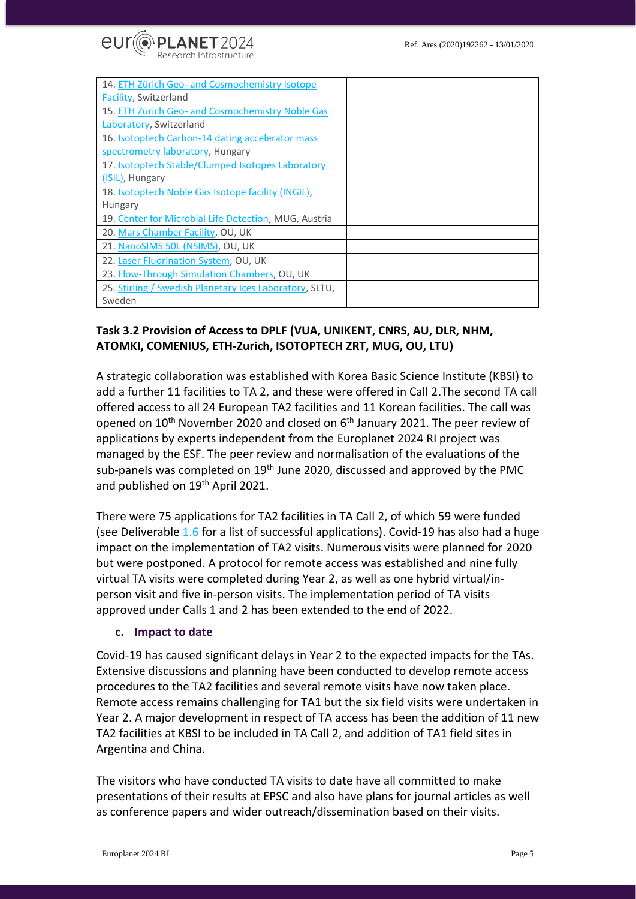| | |
|---|---|
| 14. ETH Zürich Geo- and Cosmochemistry Isotope Facility, Switzerland | |
| 15. ETH Zürich Geo- and Cosmochemistry Noble Gas Laboratory, Switzerland | |
| 16. Isotoptech Carbon-14 dating accelerator mass spectrometry laboratory, Hungary | |
| 17. Isotoptech Stable/Clumped Isotopes Laboratory (ISIL), Hungary | |
| 18. Isotoptech Noble Gas Isotope facility (INGIL), Hungary | |
| 19. Center for Microbial Life Detection, MUG, Austria | |
| 20. Mars Chamber Facility, OU, UK | |
| 21. NanoSIMS 50L (NSIMS), OU, UK | |
| 22. Laser Fluorination System, OU, UK | |
| 23. Flow-Through Simulation Chambers, OU, UK | |
| 25. Stirling / Swedish Planetary Ices Laboratory, SLTU, Sweden | |

### Task 3.2 Provision of Access to DPLF (VUA, UNIKENT, CNRS, AU, DLR, NHM, ATOMKI, COMENIUS, ETH-Zurich, ISOTOPTECH ZRT, MUG, OU, LTU)

A strategic collaboration was established with Korea Basic Science Institute (KBSI) to add a further 11 facilities to TA 2, and these were offered in Call 2.The second TA call offered access to all 24 European TA2 facilities and 11 Korean facilities. The call was opened on 10th November 2020 and closed on 6th January 2021. The peer review of applications by experts independent from the Europlanet 2024 RI project was managed by the ESF. The peer review and normalisation of the evaluations of the sub-panels was completed on 19th June 2020, discussed and approved by the PMC and published on 19th April 2021.

There were 75 applications for TA2 facilities in TA Call 2, of which 59 were funded (see Deliverable 1.6 for a list of successful applications). Covid-19 has also had a huge impact on the implementation of TA2 visits. Numerous visits were planned for 2020 but were postponed. A protocol for remote access was established and nine fully virtual TA visits were completed during Year 2, as well as one hybrid virtual/in-person visit and five in-person visits. The implementation period of TA visits approved under Calls 1 and 2 has been extended to the end of 2022.

#### c. Impact to date

Covid-19 has caused significant delays in Year 2 to the expected impacts for the TAs. Extensive discussions and planning have been conducted to develop remote access procedures to the TA2 facilities and several remote visits have now taken place. Remote access remains challenging for TA1 but the six field visits were undertaken in Year 2. A major development in respect of TA access has been the addition of 11 new TA2 facilities at KBSI to be included in TA Call 2, and addition of TA1 field sites in Argentina and China.

The visitors who have conducted TA visits to date have all committed to make presentations of their results at EPSC and also have plans for journal articles as well as conference papers and wider outreach/dissemination based on their visits.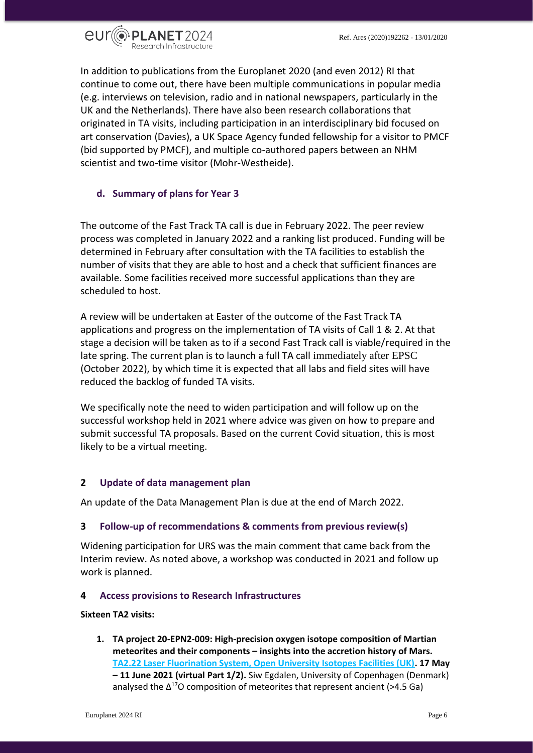In addition to publications from the Europlanet 2020 (and even 2012) RI that continue to come out, there have been multiple communications in popular media (e.g. interviews on television, radio and in national newspapers, particularly in the UK and the Netherlands). There have also been research collaborations that originated in TA visits, including participation in an interdisciplinary bid focused on art conservation (Davies), a UK Space Agency funded fellowship for a visitor to PMCF (bid supported by PMCF), and multiple co-authored papers between an NHM scientist and two-time visitor (Mohr-Westheide).

### d. Summary of plans for Year 3

The outcome of the Fast Track TA call is due in February 2022. The peer review process was completed in January 2022 and a ranking list produced. Funding will be determined in February after consultation with the TA facilities to establish the number of visits that they are able to host and a check that sufficient finances are available. Some facilities received more successful applications than they are scheduled to host.

A review will be undertaken at Easter of the outcome of the Fast Track TA applications and progress on the implementation of TA visits of Call 1 & 2. At that stage a decision will be taken as to if a second Fast Track call is viable/required in the late spring. The current plan is to launch a full TA call immediately after EPSC (October 2022), by which time it is expected that all labs and field sites will have reduced the backlog of funded TA visits.

We specifically note the need to widen participation and will follow up on the successful workshop held in 2021 where advice was given on how to prepare and submit successful TA proposals. Based on the current Covid situation, this is most likely to be a virtual meeting.

## 2 Update of data management plan

An update of the Data Management Plan is due at the end of March 2022.

## 3 Follow-up of recommendations & comments from previous review(s)

Widening participation for URS was the main comment that came back from the Interim review. As noted above, a workshop was conducted in 2021 and follow up work is planned.

## 4 Access provisions to Research Infrastructures

**Sixteen TA2 visits:**

1. **TA project 20-EPN2-009: High-precision oxygen isotope composition of Martian meteorites and their components – insights into the accretion history of Mars. TA2.22 Laser Fluorination System, Open University Isotopes Facilities (UK). 17 May – 11 June 2021 (virtual Part 1/2).** Siw Egdalen, University of Copenhagen (Denmark) analysed the $\Delta^{17}O$ composition of meteorites that represent ancient (>4.5 Ga)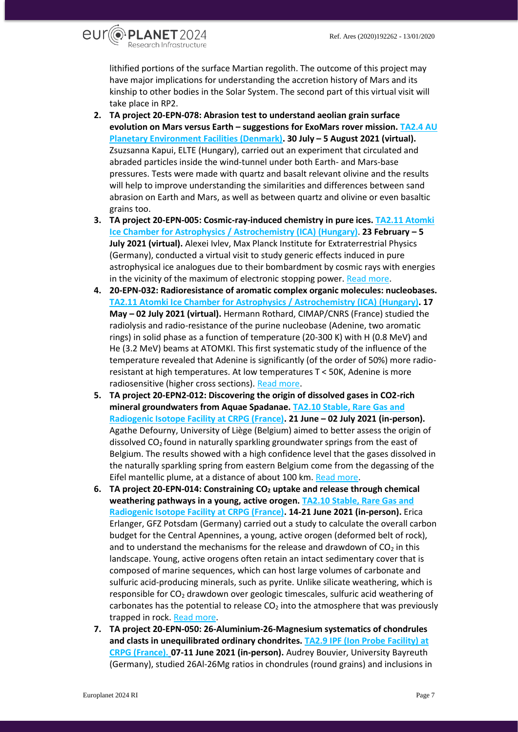lithified portions of the surface Martian regolith. The outcome of this project may have major implications for understanding the accretion history of Mars and its kinship to other bodies in the Solar System. The second part of this virtual visit will take place in RP2.

2. **TA project 20-EPN-078: Abrasion test to understand aeolian grain surface evolution on Mars versus Earth – suggestions for ExoMars rover mission. [TA2.4 AU Planetary Environment Facilities (Denmark)](). 30 July – 5 August 2021 (virtual).** Zsuzsanna Kapui, ELTE (Hungary), carried out an experiment that circulated and abraded particles inside the wind-tunnel under both Earth- and Mars-base pressures. Tests were made with quartz and basalt relevant olivine and the results will help to improve understanding the similarities and differences between sand abrasion on Earth and Mars, as well as between quartz and olivine or even basaltic grains too.
3. **TA project 20-EPN-005: Cosmic-ray-induced chemistry in pure ices. [TA2.11 Atomki Ice Chamber for Astrophysics / Astrochemistry (ICA) (Hungary)](). 23 February – 5 July 2021 (virtual).** Alexei Ivlev, Max Planck Institute for Extraterrestrial Physics (Germany), conducted a virtual visit to study generic effects induced in pure astrophysical ice analogues due to their bombardment by cosmic rays with energies in the vicinity of the maximum of electronic stopping power. [Read more]().
4. **20-EPN-032: Radioresistance of aromatic complex organic molecules: nucleobases. [TA2.11 Atomki Ice Chamber for Astrophysics / Astrochemistry (ICA) (Hungary)](). 17 May – 02 July 2021 (virtual).** Hermann Rothard, CIMAP/CNRS (France) studied the radiolysis and radio-resistance of the purine nucleobase (Adenine, two aromatic rings) in solid phase as a function of temperature (20-300 K) with H (0.8 MeV) and He (3.2 MeV) beams at ATOMKI. This first systematic study of the influence of the temperature revealed that Adenine is significantly (of the order of 50%) more radio-resistant at high temperatures. At low temperatures $T < 50K$, Adenine is more radiosensitive (higher cross sections). [Read more]().
5. **TA project 20-EPN2-012: Discovering the origin of dissolved gases in CO2-rich mineral groundwaters from Aquae Spadanae. [TA2.10 Stable, Rare Gas and Radiogenic Isotope Facility at CRPG (France)](). 21 June – 02 July 2021 (in-person).** Agathe Defourny, University of Liège (Belgium) aimed to better assess the origin of dissolved $CO_2$ found in naturally sparkling groundwater springs from the east of Belgium. The results showed with a high confidence level that the gases dissolved in the naturally sparkling spring from eastern Belgium come from the degassing of the Eifel mantellic plume, at a distance of about 100 km. [Read more]().
6. **TA project 20-EPN-014: Constraining $CO_2$ uptake and release through chemical weathering pathways in a young, active orogen. [TA2.10 Stable, Rare Gas and Radiogenic Isotope Facility at CRPG (France)](). 14-21 June 2021 (in-person).** Erica Erlanger, GFZ Potsdam (Germany) carried out a study to calculate the overall carbon budget for the Central Apennines, a young, active orogen (deformed belt of rock), and to understand the mechanisms for the release and drawdown of $CO_2$ in this landscape. Young, active orogens often retain an intact sedimentary cover that is composed of marine sequences, which can host large volumes of carbonate and sulfuric acid-producing minerals, such as pyrite. Unlike silicate weathering, which is responsible for $CO_2$ drawdown over geologic timescales, sulfuric acid weathering of carbonates has the potential to release $CO_2$ into the atmosphere that was previously trapped in rock. [Read more]().
7. **TA project 20-EPN-050: 26-Aluminium-26-Magnesium systematics of chondrules and clasts in unequilibrated ordinary chondrites. [TA2.9 IPF (Ion Probe Facility) at CRPG (France).]() 07-11 June 2021 (in-person).** Audrey Bouvier, University Bayreuth (Germany), studied 26Al-26Mg ratios in chondrules (round grains) and inclusions in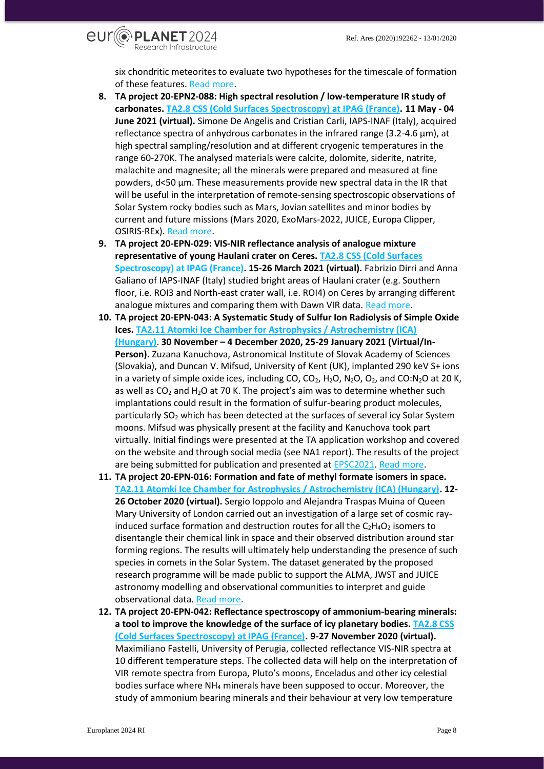six chondritic meteorites to evaluate two hypotheses for the timescale of formation of these features. Read more.

8. **TA project 20-EPN2-088: High spectral resolution / low-temperature IR study of carbonates. TA2.8 CSS (Cold Surfaces Spectroscopy) at IPAG (France). 11 May - 04 June 2021 (virtual).** Simone De Angelis and Cristian Carli, IAPS-INAF (Italy), acquired reflectance spectra of anhydrous carbonates in the infrared range (3.2-4.6 μm), at high spectral sampling/resolution and at different cryogenic temperatures in the range 60-270K. The analysed materials were calcite, dolomite, siderite, natrite, malachite and magnesite; all the minerals were prepared and measured at fine powders, d<50 μm. These measurements provide new spectral data in the IR that will be useful in the interpretation of remote-sensing spectroscopic observations of Solar System rocky bodies such as Mars, Jovian satellites and minor bodies by current and future missions (Mars 2020, ExoMars-2022, JUICE, Europa Clipper, OSIRIS-REx). Read more.
9. **TA project 20-EPN-029: VIS-NIR reflectance analysis of analogue mixture representative of young Haulani crater on Ceres. TA2.8 CSS (Cold Surfaces Spectroscopy) at IPAG (France). 15-26 March 2021 (virtual).** Fabrizio Dirri and Anna Galiano of IAPS-INAF (Italy) studied bright areas of Haulani crater (e.g. Southern floor, i.e. ROI3 and North-east crater wall, i.e. ROI4) on Ceres by arranging different analogue mixtures and comparing them with Dawn VIR data. Read more.
10. **TA project 20-EPN-043: A Systematic Study of Sulfur Ion Radiolysis of Simple Oxide Ices. TA2.11 Atomki Ice Chamber for Astrophysics / Astrochemistry (ICA) (Hungary). 30 November – 4 December 2020, 25-29 January 2021 (Virtual/In-Person).** Zuzana Kanuchova, Astronomical Institute of Slovak Academy of Sciences (Slovakia), and Duncan V. Mifsud, University of Kent (UK), implanted 290 keV S+ ions in a variety of simple oxide ices, including CO, $CO_2$, $H_2O$, $N_2O$, $O_2$, and $CO{:}N_2O$ at 20 K, as well as $CO_2$ and $H_2O$ at 70 K. The project's aim was to determine whether such implantations could result in the formation of sulfur-bearing product molecules, particularly $SO_2$ which has been detected at the surfaces of several icy Solar System moons. Mifsud was physically present at the facility and Kanuchova took part virtually. Initial findings were presented at the TA application workshop and covered on the website and through social media (see NA1 report). The results of the project are being submitted for publication and presented at EPSC2021. Read more.
11. **TA project 20-EPN-016: Formation and fate of methyl formate isomers in space. TA2.11 Atomki Ice Chamber for Astrophysics / Astrochemistry (ICA) (Hungary). 12-26 October 2020 (virtual).** Sergio Ioppolo and Alejandra Traspas Muina of Queen Mary University of London carried out an investigation of a large set of cosmic ray-induced surface formation and destruction routes for all the $C_2H_4O_2$ isomers to disentangle their chemical link in space and their observed distribution around star forming regions. The results will ultimately help understanding the presence of such species in comets in the Solar System. The dataset generated by the proposed research programme will be made public to support the ALMA, JWST and JUICE astronomy modelling and observational communities to interpret and guide observational data. Read more.
12. **TA project 20-EPN-042: Reflectance spectroscopy of ammonium-bearing minerals: a tool to improve the knowledge of the surface of icy planetary bodies. TA2.8 CSS (Cold Surfaces Spectroscopy) at IPAG (France). 9-27 November 2020 (virtual).** Maximiliano Fastelli, University of Perugia, collected reflectance VIS-NIR spectra at 10 different temperature steps. The collected data will help on the interpretation of VIR remote spectra from Europa, Pluto's moons, Enceladus and other icy celestial bodies surface where $NH_4$ minerals have been supposed to occur. Moreover, the study of ammonium bearing minerals and their behaviour at very low temperature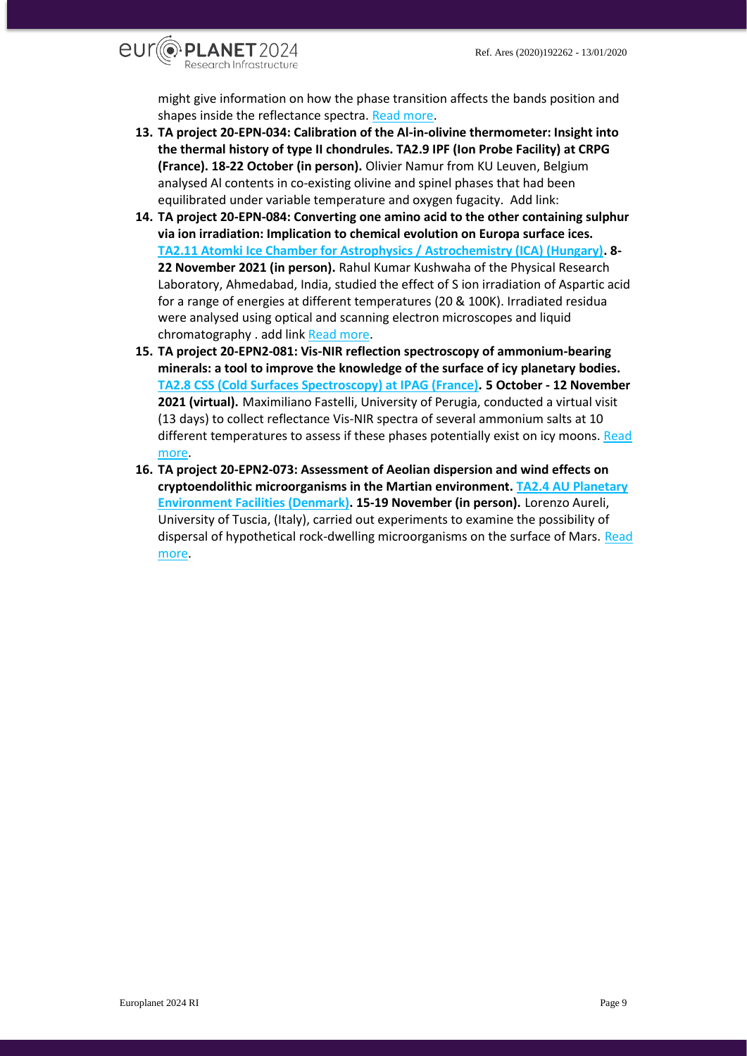might give information on how the phase transition affects the bands position and shapes inside the reflectance spectra. [Read more](#).

13. **TA project 20-EPN-034: Calibration of the Al-in-olivine thermometer: Insight into the thermal history of type II chondrules. TA2.9 IPF (Ion Probe Facility) at CRPG (France). 18-22 October (in person).** Olivier Namur from KU Leuven, Belgium analysed Al contents in co-existing olivine and spinel phases that had been equilibrated under variable temperature and oxygen fugacity.  Add link:
14. **TA project 20-EPN-084: Converting one amino acid to the other containing sulphur via ion irradiation: Implication to chemical evolution on Europa surface ices. [TA2.11 Atomki Ice Chamber for Astrophysics / Astrochemistry (ICA) (Hungary)](#). 8-22 November 2021 (in person).** Rahul Kumar Kushwaha of the Physical Research Laboratory, Ahmedabad, India, studied the effect of S ion irradiation of Aspartic acid for a range of energies at different temperatures (20 & 100K). Irradiated residua were analysed using optical and scanning electron microscopes and liquid chromatography . add link [Read more](#).
15. **TA project 20-EPN2-081: Vis-NIR reflection spectroscopy of ammonium-bearing minerals: a tool to improve the knowledge of the surface of icy planetary bodies. [TA2.8 CSS (Cold Surfaces Spectroscopy) at IPAG (France)](#). 5 October - 12 November 2021 (virtual).** Maximiliano Fastelli, University of Perugia, conducted a virtual visit (13 days) to collect reflectance Vis-NIR spectra of several ammonium salts at 10 different temperatures to assess if these phases potentially exist on icy moons. [Read more](#).
16. **TA project 20-EPN2-073: Assessment of Aeolian dispersion and wind effects on cryptoendolithic microorganisms in the Martian environment. [TA2.4 AU Planetary Environment Facilities (Denmark)](#). 15-19 November (in person).** Lorenzo Aureli, University of Tuscia, (Italy), carried out experiments to examine the possibility of dispersal of hypothetical rock-dwelling microorganisms on the surface of Mars. [Read more](#).